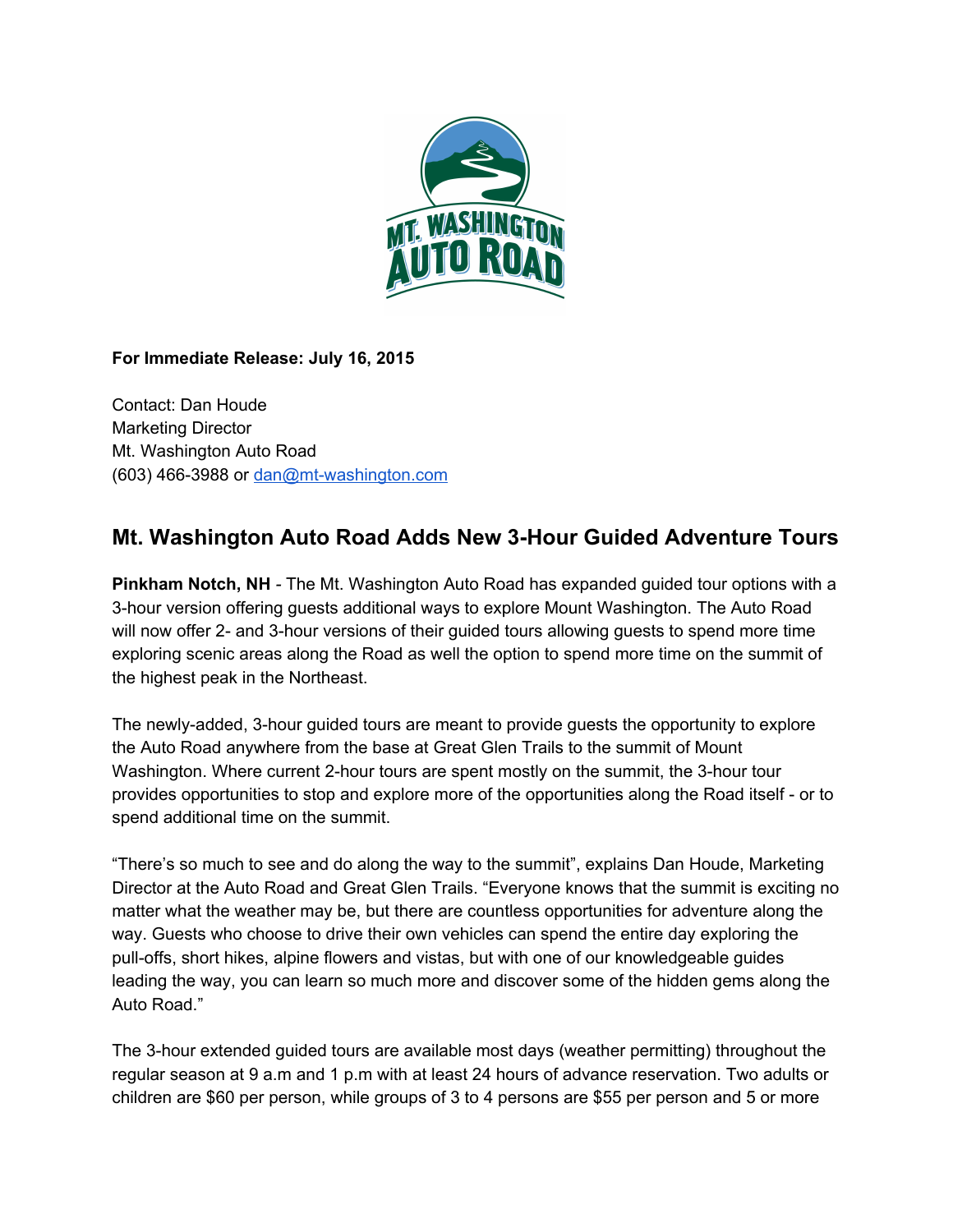**For Immediate Release: July 16, 2015**

Contact: Dan Houde
Marketing Director
Mt. Washington Auto Road
(603) 466-3988 or dan@mt-washington.com

## Mt. Washington Auto Road Adds New 3-Hour Guided Adventure Tours

**Pinkham Notch, NH** - The Mt. Washington Auto Road has expanded guided tour options with a 3-hour version offering guests additional ways to explore Mount Washington. The Auto Road will now offer 2- and 3-hour versions of their guided tours allowing guests to spend more time exploring scenic areas along the Road as well the option to spend more time on the summit of the highest peak in the Northeast.

The newly-added, 3-hour guided tours are meant to provide guests the opportunity to explore the Auto Road anywhere from the base at Great Glen Trails to the summit of Mount Washington. Where current 2-hour tours are spent mostly on the summit, the 3-hour tour provides opportunities to stop and explore more of the opportunities along the Road itself - or to spend additional time on the summit.

“There’s so much to see and do along the way to the summit”, explains Dan Houde, Marketing Director at the Auto Road and Great Glen Trails. “Everyone knows that the summit is exciting no matter what the weather may be, but there are countless opportunities for adventure along the way. Guests who choose to drive their own vehicles can spend the entire day exploring the pull-offs, short hikes, alpine flowers and vistas, but with one of our knowledgeable guides leading the way, you can learn so much more and discover some of the hidden gems along the Auto Road.”

The 3-hour extended guided tours are available most days (weather permitting) throughout the regular season at 9 a.m and 1 p.m with at least 24 hours of advance reservation. Two adults or children are $60 per person, while groups of 3 to 4 persons are $55 per person and 5 or more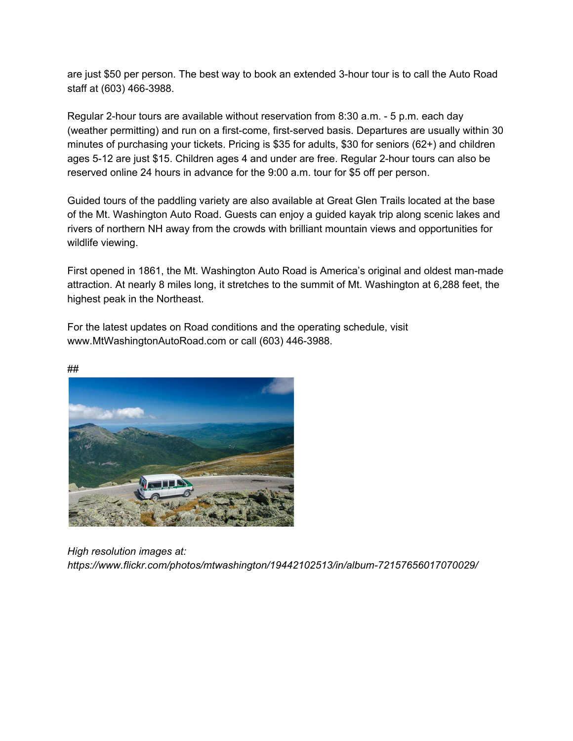are just $50 per person. The best way to book an extended 3-hour tour is to call the Auto Road staff at (603) 466-3988.

Regular 2-hour tours are available without reservation from 8:30 a.m. - 5 p.m. each day (weather permitting) and run on a first-come, first-served basis. Departures are usually within 30 minutes of purchasing your tickets. Pricing is $35 for adults, $30 for seniors (62+) and children ages 5-12 are just $15. Children ages 4 and under are free. Regular 2-hour tours can also be reserved online 24 hours in advance for the 9:00 a.m. tour for $5 off per person.

Guided tours of the paddling variety are also available at Great Glen Trails located at the base of the Mt. Washington Auto Road. Guests can enjoy a guided kayak trip along scenic lakes and rivers of northern NH away from the crowds with brilliant mountain views and opportunities for wildlife viewing.

First opened in 1861, the Mt. Washington Auto Road is America's original and oldest man-made attraction. At nearly 8 miles long, it stretches to the summit of Mt. Washington at 6,288 feet, the highest peak in the Northeast.

For the latest updates on Road conditions and the operating schedule, visit www.MtWashingtonAutoRoad.com or call (603) 446-3988.

##

*High resolution images at: https://www.flickr.com/photos/mtwashington/19442102513/in/album-72157656017070029/*